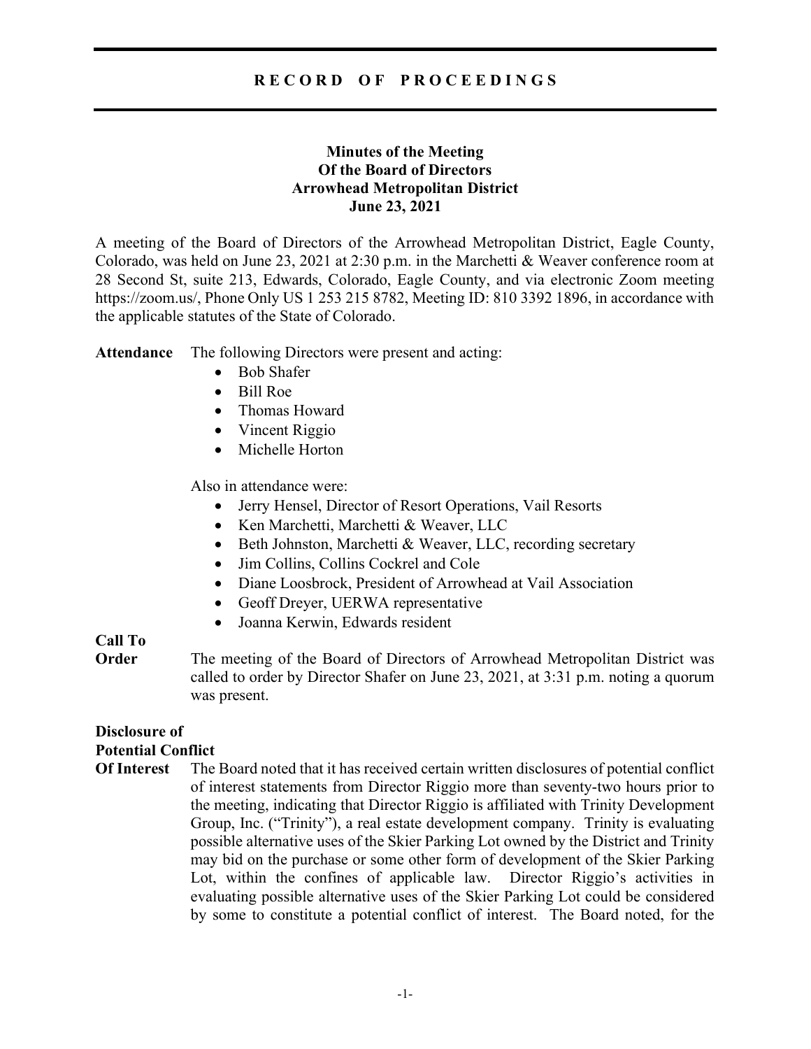# RECORD OF PROCEEDINGS

**Minutes of the Meeting**
**Of the Board of Directors**
**Arrowhead Metropolitan District**
**June 23, 2021**

A meeting of the Board of Directors of the Arrowhead Metropolitan District, Eagle County, Colorado, was held on June 23, 2021 at 2:30 p.m. in the Marchetti & Weaver conference room at 28 Second St, suite 213, Edwards, Colorado, Eagle County, and via electronic Zoom meeting https://zoom.us/, Phone Only US 1 253 215 8782, Meeting ID: 810 3392 1896, in accordance with the applicable statutes of the State of Colorado.

**Attendance** The following Directors were present and acting:

- Bob Shafer
- Bill Roe
- Thomas Howard
- Vincent Riggio
- Michelle Horton

Also in attendance were:

- Jerry Hensel, Director of Resort Operations, Vail Resorts
- Ken Marchetti, Marchetti & Weaver, LLC
- Beth Johnston, Marchetti & Weaver, LLC, recording secretary
- Jim Collins, Collins Cockrel and Cole
- Diane Loosbrock, President of Arrowhead at Vail Association
- Geoff Dreyer, UERWA representative
- Joanna Kerwin, Edwards resident

**Call To Order** The meeting of the Board of Directors of Arrowhead Metropolitan District was called to order by Director Shafer on June 23, 2021, at 3:31 p.m. noting a quorum was present.

**Disclosure of Potential Conflict Of Interest** The Board noted that it has received certain written disclosures of potential conflict of interest statements from Director Riggio more than seventy-two hours prior to the meeting, indicating that Director Riggio is affiliated with Trinity Development Group, Inc. ("Trinity"), a real estate development company. Trinity is evaluating possible alternative uses of the Skier Parking Lot owned by the District and Trinity may bid on the purchase or some other form of development of the Skier Parking Lot, within the confines of applicable law. Director Riggio's activities in evaluating possible alternative uses of the Skier Parking Lot could be considered by some to constitute a potential conflict of interest. The Board noted, for the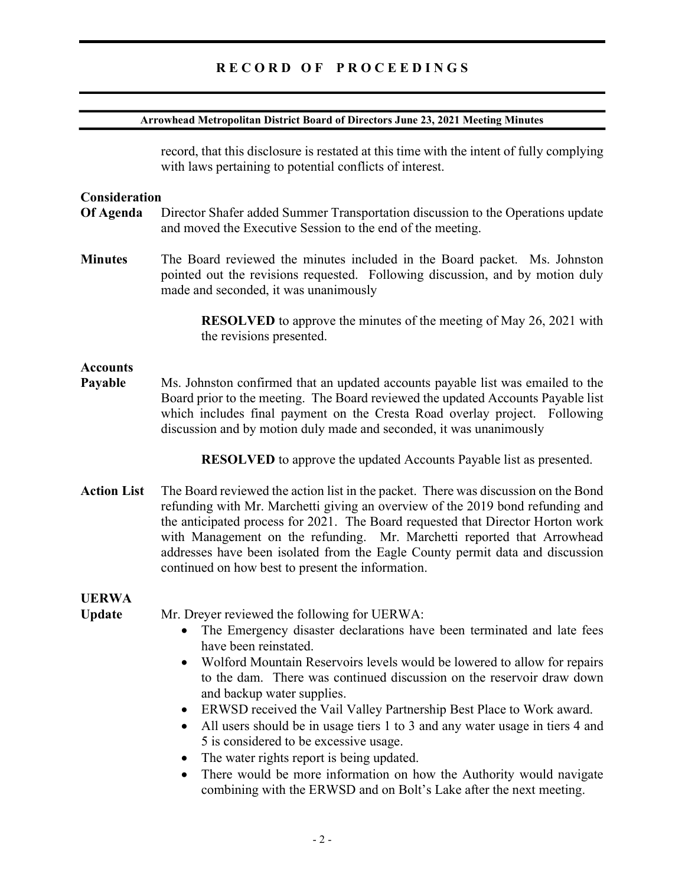record, that this disclosure is restated at this time with the intent of fully complying with laws pertaining to potential conflicts of interest.

**Consideration Of Agenda**

Director Shafer added Summer Transportation discussion to the Operations update and moved the Executive Session to the end of the meeting.

**Minutes**

The Board reviewed the minutes included in the Board packet. Ms. Johnston pointed out the revisions requested. Following discussion, and by motion duly made and seconded, it was unanimously

> **RESOLVED** to approve the minutes of the meeting of May 26, 2021 with the revisions presented.

**Accounts Payable**

Ms. Johnston confirmed that an updated accounts payable list was emailed to the Board prior to the meeting. The Board reviewed the updated Accounts Payable list which includes final payment on the Cresta Road overlay project. Following discussion and by motion duly made and seconded, it was unanimously

> **RESOLVED** to approve the updated Accounts Payable list as presented.

**Action List**

The Board reviewed the action list in the packet. There was discussion on the Bond refunding with Mr. Marchetti giving an overview of the 2019 bond refunding and the anticipated process for 2021. The Board requested that Director Horton work with Management on the refunding. Mr. Marchetti reported that Arrowhead addresses have been isolated from the Eagle County permit data and discussion continued on how best to present the information.

**UERWA Update**

Mr. Dreyer reviewed the following for UERWA:

- The Emergency disaster declarations have been terminated and late fees have been reinstated.
- Wolford Mountain Reservoirs levels would be lowered to allow for repairs to the dam. There was continued discussion on the reservoir draw down and backup water supplies.
- ERWSD received the Vail Valley Partnership Best Place to Work award.
- All users should be in usage tiers 1 to 3 and any water usage in tiers 4 and 5 is considered to be excessive usage.
- The water rights report is being updated.
- There would be more information on how the Authority would navigate combining with the ERWSD and on Bolt's Lake after the next meeting.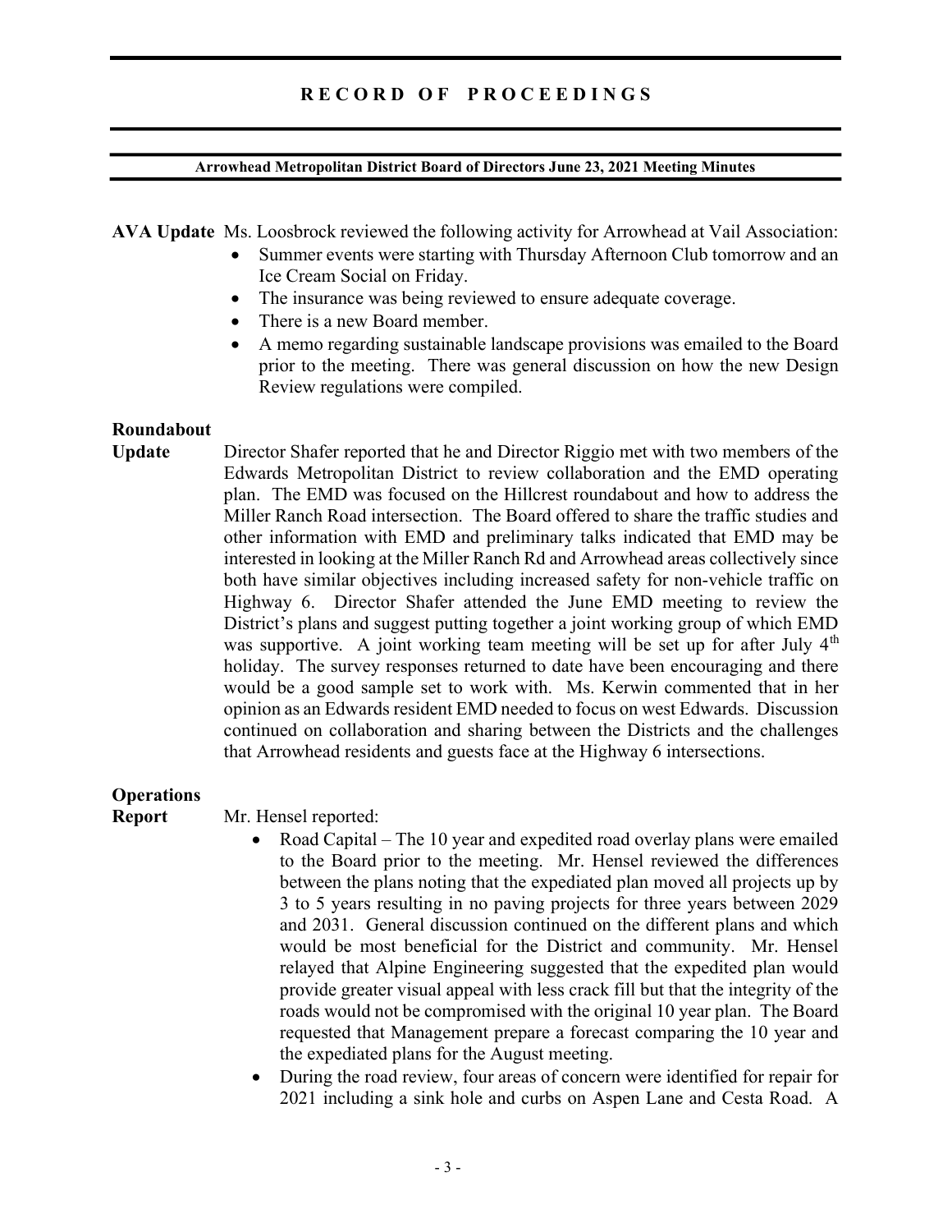**AVA Update** Ms. Loosbrock reviewed the following activity for Arrowhead at Vail Association:

- Summer events were starting with Thursday Afternoon Club tomorrow and an Ice Cream Social on Friday.
- The insurance was being reviewed to ensure adequate coverage.
- There is a new Board member.
- A memo regarding sustainable landscape provisions was emailed to the Board prior to the meeting. There was general discussion on how the new Design Review regulations were compiled.

**Roundabout Update** Director Shafer reported that he and Director Riggio met with two members of the Edwards Metropolitan District to review collaboration and the EMD operating plan. The EMD was focused on the Hillcrest roundabout and how to address the Miller Ranch Road intersection. The Board offered to share the traffic studies and other information with EMD and preliminary talks indicated that EMD may be interested in looking at the Miller Ranch Rd and Arrowhead areas collectively since both have similar objectives including increased safety for non-vehicle traffic on Highway 6. Director Shafer attended the June EMD meeting to review the District's plans and suggest putting together a joint working group of which EMD was supportive. A joint working team meeting will be set up for after July 4th holiday. The survey responses returned to date have been encouraging and there would be a good sample set to work with. Ms. Kerwin commented that in her opinion as an Edwards resident EMD needed to focus on west Edwards. Discussion continued on collaboration and sharing between the Districts and the challenges that Arrowhead residents and guests face at the Highway 6 intersections.

**Operations Report** Mr. Hensel reported:

- Road Capital – The 10 year and expedited road overlay plans were emailed to the Board prior to the meeting. Mr. Hensel reviewed the differences between the plans noting that the expediated plan moved all projects up by 3 to 5 years resulting in no paving projects for three years between 2029 and 2031. General discussion continued on the different plans and which would be most beneficial for the District and community. Mr. Hensel relayed that Alpine Engineering suggested that the expedited plan would provide greater visual appeal with less crack fill but that the integrity of the roads would not be compromised with the original 10 year plan. The Board requested that Management prepare a forecast comparing the 10 year and the expediated plans for the August meeting.
- During the road review, four areas of concern were identified for repair for 2021 including a sink hole and curbs on Aspen Lane and Cesta Road. A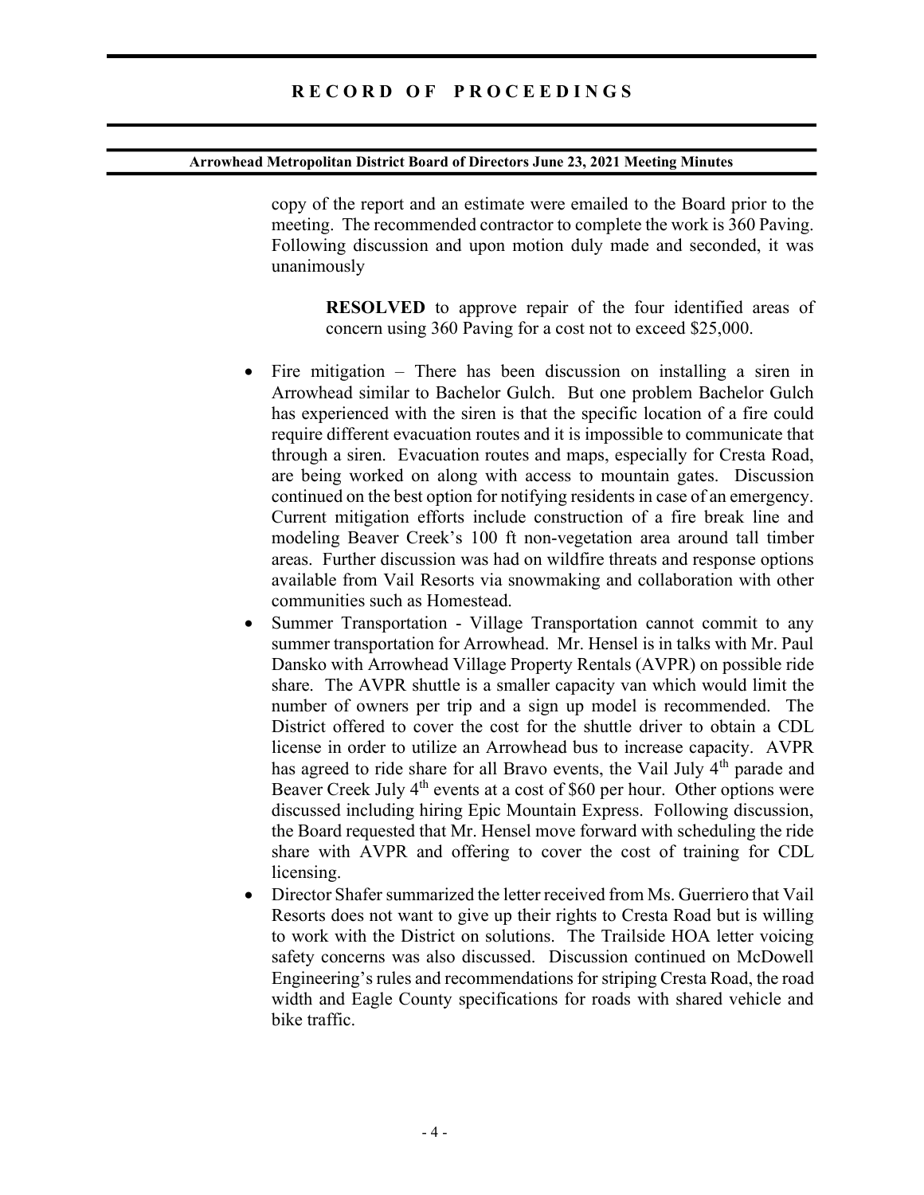copy of the report and an estimate were emailed to the Board prior to the meeting. The recommended contractor to complete the work is 360 Paving. Following discussion and upon motion duly made and seconded, it was unanimously

> **RESOLVED** to approve repair of the four identified areas of concern using 360 Paving for a cost not to exceed $25,000.

- Fire mitigation – There has been discussion on installing a siren in Arrowhead similar to Bachelor Gulch. But one problem Bachelor Gulch has experienced with the siren is that the specific location of a fire could require different evacuation routes and it is impossible to communicate that through a siren. Evacuation routes and maps, especially for Cresta Road, are being worked on along with access to mountain gates. Discussion continued on the best option for notifying residents in case of an emergency. Current mitigation efforts include construction of a fire break line and modeling Beaver Creek's 100 ft non-vegetation area around tall timber areas. Further discussion was had on wildfire threats and response options available from Vail Resorts via snowmaking and collaboration with other communities such as Homestead.
- Summer Transportation - Village Transportation cannot commit to any summer transportation for Arrowhead. Mr. Hensel is in talks with Mr. Paul Dansko with Arrowhead Village Property Rentals (AVPR) on possible ride share. The AVPR shuttle is a smaller capacity van which would limit the number of owners per trip and a sign up model is recommended. The District offered to cover the cost for the shuttle driver to obtain a CDL license in order to utilize an Arrowhead bus to increase capacity. AVPR has agreed to ride share for all Bravo events, the Vail July 4th parade and Beaver Creek July 4th events at a cost of $60 per hour. Other options were discussed including hiring Epic Mountain Express. Following discussion, the Board requested that Mr. Hensel move forward with scheduling the ride share with AVPR and offering to cover the cost of training for CDL licensing.
- Director Shafer summarized the letter received from Ms. Guerriero that Vail Resorts does not want to give up their rights to Cresta Road but is willing to work with the District on solutions. The Trailside HOA letter voicing safety concerns was also discussed. Discussion continued on McDowell Engineering's rules and recommendations for striping Cresta Road, the road width and Eagle County specifications for roads with shared vehicle and bike traffic.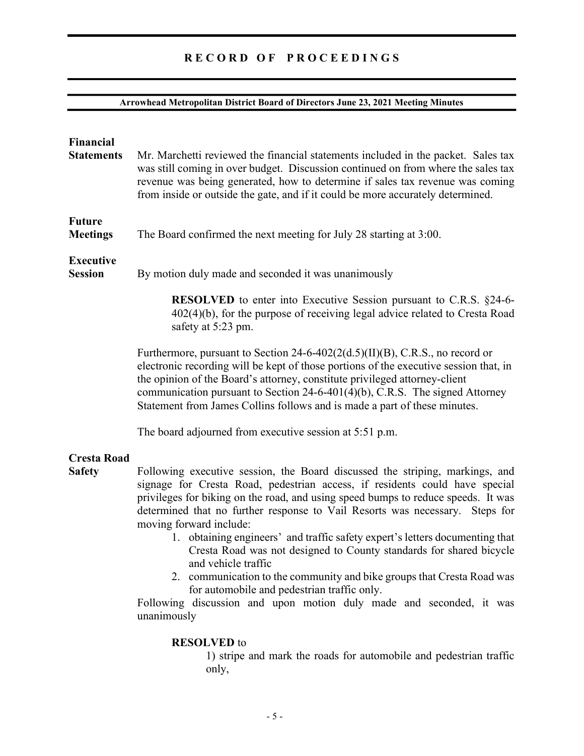**Financial Statements** Mr. Marchetti reviewed the financial statements included in the packet. Sales tax was still coming in over budget. Discussion continued on from where the sales tax revenue was being generated, how to determine if sales tax revenue was coming from inside or outside the gate, and if it could be more accurately determined.

**Future Meetings** The Board confirmed the next meeting for July 28 starting at 3:00.

**Executive Session** By motion duly made and seconded it was unanimously

> **RESOLVED** to enter into Executive Session pursuant to C.R.S. §24-6-402(4)(b), for the purpose of receiving legal advice related to Cresta Road safety at 5:23 pm.

Furthermore, pursuant to Section 24-6-402(2(d.5)(II)(B), C.R.S., no record or electronic recording will be kept of those portions of the executive session that, in the opinion of the Board's attorney, constitute privileged attorney-client communication pursuant to Section 24-6-401(4)(b), C.R.S. The signed Attorney Statement from James Collins follows and is made a part of these minutes.

The board adjourned from executive session at 5:51 p.m.

**Cresta Road Safety** Following executive session, the Board discussed the striping, markings, and signage for Cresta Road, pedestrian access, if residents could have special privileges for biking on the road, and using speed bumps to reduce speeds. It was determined that no further response to Vail Resorts was necessary. Steps for moving forward include:

1. obtaining engineers' and traffic safety expert's letters documenting that Cresta Road was not designed to County standards for shared bicycle and vehicle traffic
2. communication to the community and bike groups that Cresta Road was for automobile and pedestrian traffic only.

Following discussion and upon motion duly made and seconded, it was unanimously

> **RESOLVED** to
>
> 1) stripe and mark the roads for automobile and pedestrian traffic only,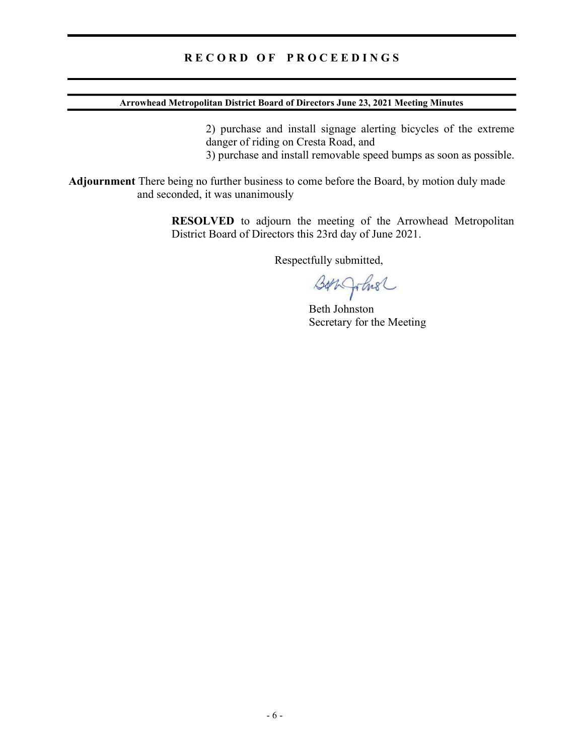2) purchase and install signage alerting bicycles of the extreme danger of riding on Cresta Road, and
3) purchase and install removable speed bumps as soon as possible.

**Adjournment** There being no further business to come before the Board, by motion duly made and seconded, it was unanimously

**RESOLVED** to adjourn the meeting of the Arrowhead Metropolitan District Board of Directors this 23rd day of June 2021.

Respectfully submitted,

Beth Johnston
Secretary for the Meeting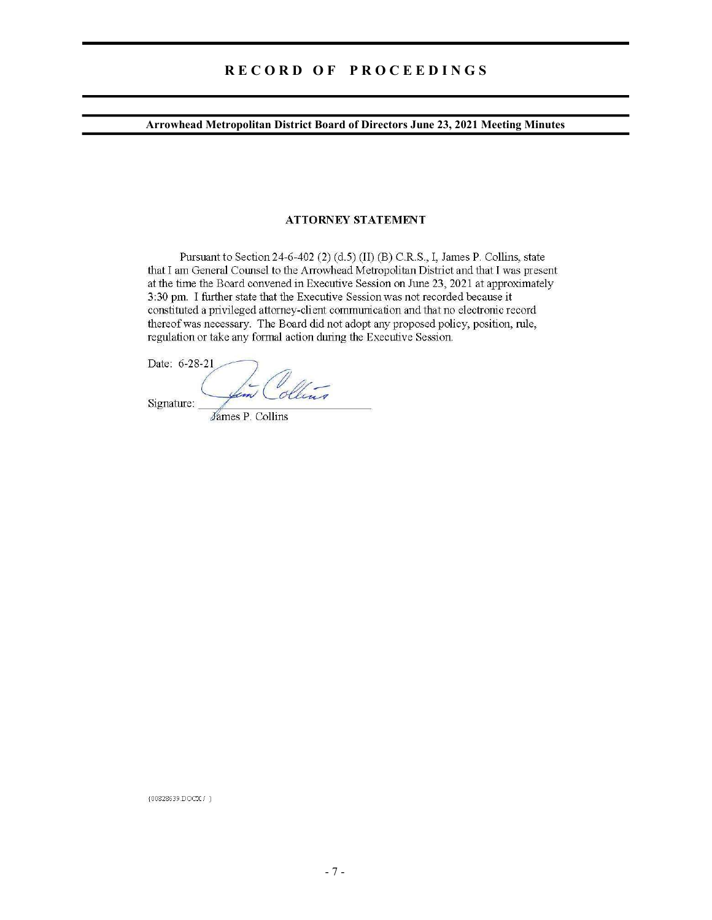# RECORD OF PROCEEDINGS

**Arrowhead Metropolitan District Board of Directors June 23, 2021 Meeting Minutes**

## ATTORNEY STATEMENT

Pursuant to Section 24-6-402 (2) (d.5) (II) (B) C.R.S., I, James P. Collins, state that I am General Counsel to the Arrowhead Metropolitan District and that I was present at the time the Board convened in Executive Session on June 23, 2021 at approximately 3:30 pm. I further state that the Executive Session was not recorded because it constituted a privileged attorney-client communication and that no electronic record thereof was necessary. The Board did not adopt any proposed policy, position, rule, regulation or take any formal action during the Executive Session.

Date: 6-28-21

Signature: ______________________

James P. Collins

{00828639.DOCX / }